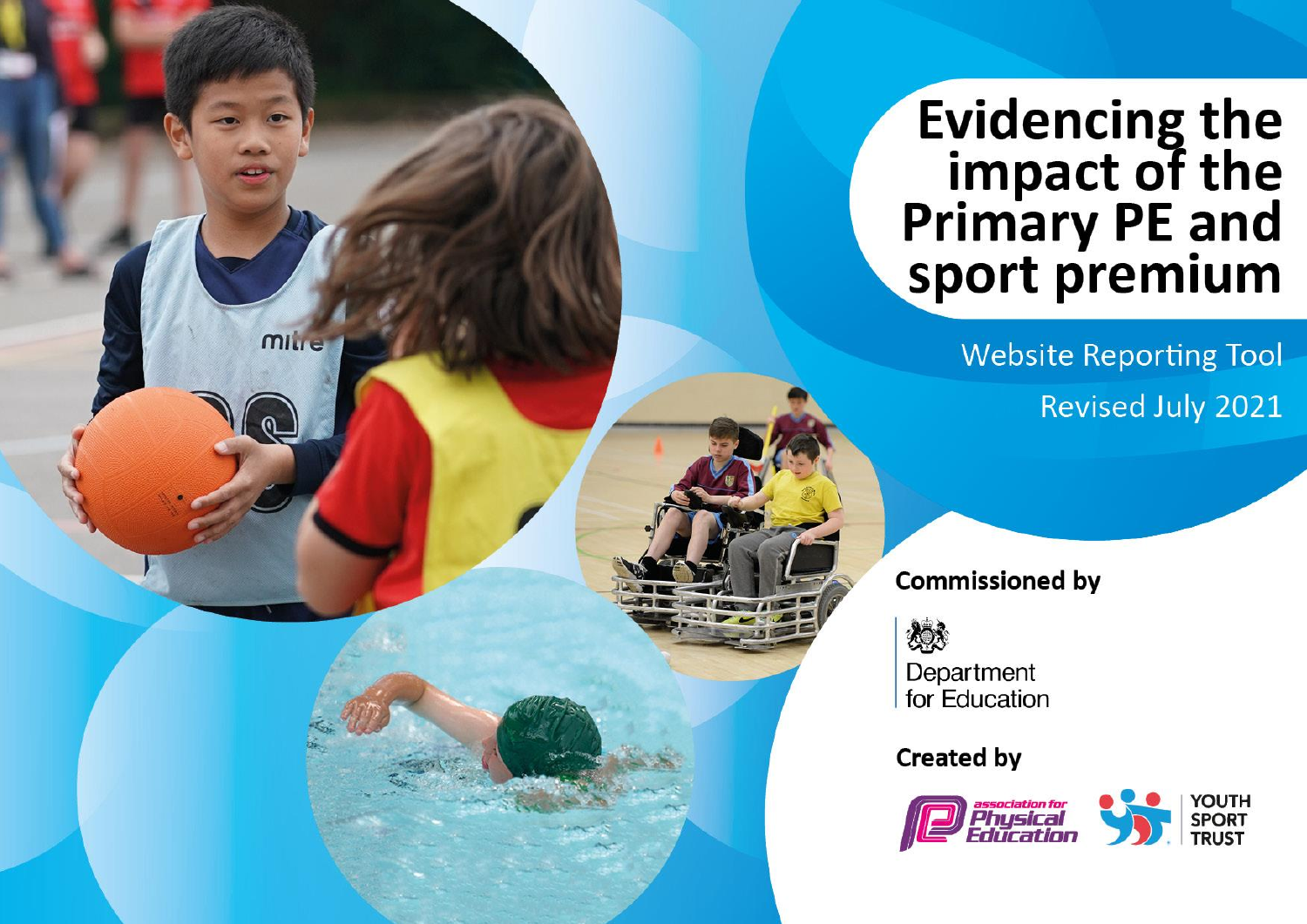# Evidencing the impact of the Primary PE and sport premium

Website Reporting Tool

Revised July 2021

**Commissioned by**

Department for Education

**Created by**

association for Physical Education

YOUTH SPORT TRUST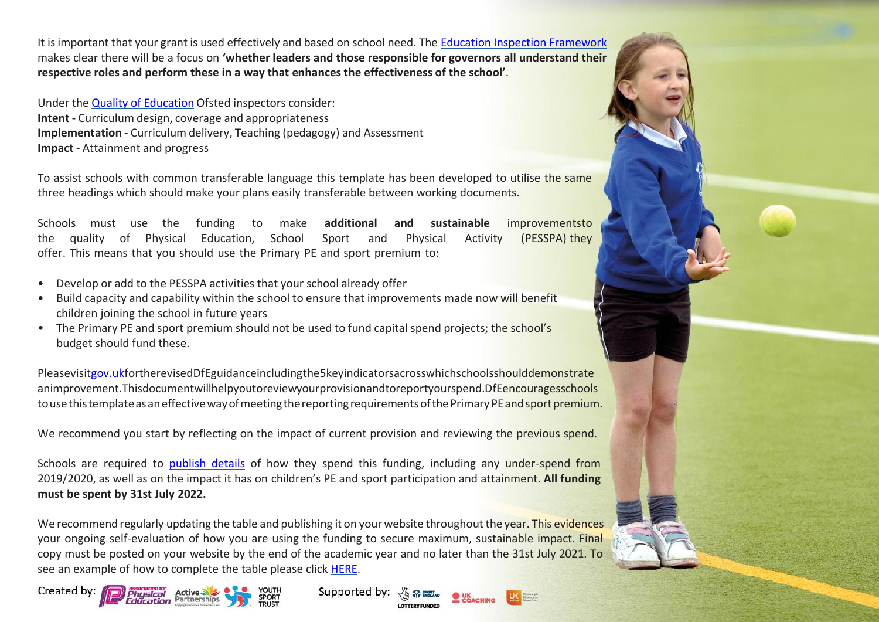It is important that your grant is used effectively and based on school need. The [Education Inspection Framework](#) makes clear there will be a focus on **'whether leaders and those responsible for governors all understand their respective roles and perform these in a way that enhances the effectiveness of the school'**.

Under the [Quality of Education](#) Ofsted inspectors consider:
**Intent** - Curriculum design, coverage and appropriateness
**Implementation** - Curriculum delivery, Teaching (pedagogy) and Assessment
**Impact** - Attainment and progress

To assist schools with common transferable language this template has been developed to utilise the same three headings which should make your plans easily transferable between working documents.

Schools must use the funding to make **additional and sustainable** improvementsto the quality of Physical Education, School Sport and Physical Activity (PESSPA) they offer. This means that you should use the Primary PE and sport premium to:

- Develop or add to the PESSPA activities that your school already offer
- Build capacity and capability within the school to ensure that improvements made now will benefit children joining the school in future years
- The Primary PE and sport premium should not be used to fund capital spend projects; the school's budget should fund these.

Please visit [gov.uk](#) for the revised DfE guidance including the 5 key indicators across which schools should demonstrate an improvement. This document will help you to review your provision and to report your spend. DfE encourages schools to use this template as an effective way of meeting the reporting requirements of the Primary PE and sport premium.

We recommend you start by reflecting on the impact of current provision and reviewing the previous spend.

Schools are required to [publish details](#) of how they spend this funding, including any under-spend from 2019/2020, as well as on the impact it has on children's PE and sport participation and attainment. **All funding must be spent by 31st July 2022.**

We recommend regularly updating the table and publishing it on your website throughout the year. This evidences your ongoing self-evaluation of how you are using the funding to secure maximum, sustainable impact. Final copy must be posted on your website by the end of the academic year and no later than the 31st July 2021. To see an example of how to complete the table please click [HERE](#).

Created by: association for Physical Education, Active Partnerships, Youth Sport Trust

Supported by: Sport England Lottery Funded, UK Coaching, UK Active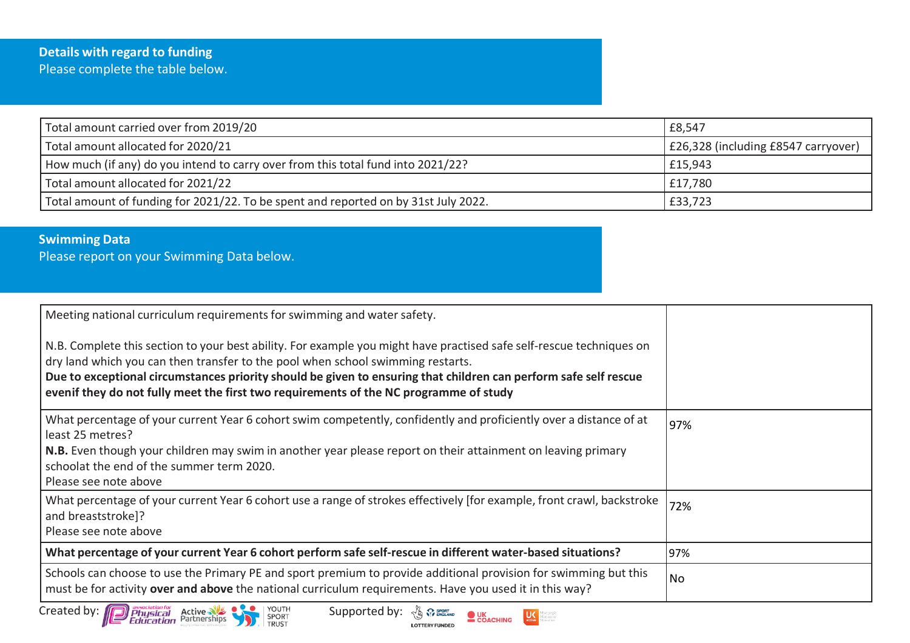## Details with regard to funding

Please complete the table below.

| | |
|---|---|
| Total amount carried over from 2019/20 | £8,547 |
| Total amount allocated for 2020/21 | £26,328 (including £8547 carryover) |
| How much (if any) do you intend to carry over from this total fund into 2021/22? | £15,943 |
| Total amount allocated for 2021/22 | £17,780 |
| Total amount of funding for 2021/22. To be spent and reported on by 31st July 2022. | £33,723 |

## Swimming Data

Please report on your Swimming Data below.

| | |
|---|---|
| Meeting national curriculum requirements for swimming and water safety.<br><br>N.B. Complete this section to your best ability. For example you might have practised safe self-rescue techniques on dry land which you can then transfer to the pool when school swimming restarts.<br>**Due to exceptional circumstances priority should be given to ensuring that children can perform safe self rescue evenif they do not fully meet the first two requirements of the NC programme of study** | |
| What percentage of your current Year 6 cohort swim competently, confidently and proficiently over a distance of at least 25 metres?<br>**N.B.** Even though your children may swim in another year please report on their attainment on leaving primary schoolat the end of the summer term 2020.<br>Please see note above | 97% |
| What percentage of your current Year 6 cohort use a range of strokes effectively [for example, front crawl, backstroke and breaststroke]?<br>Please see note above | 72% |
| **What percentage of your current Year 6 cohort perform safe self-rescue in different water-based situations?** | 97% |
| Schools can choose to use the Primary PE and sport premium to provide additional provision for swimming but this must be for activity **over and above** the national curriculum requirements. Have you used it in this way? | No |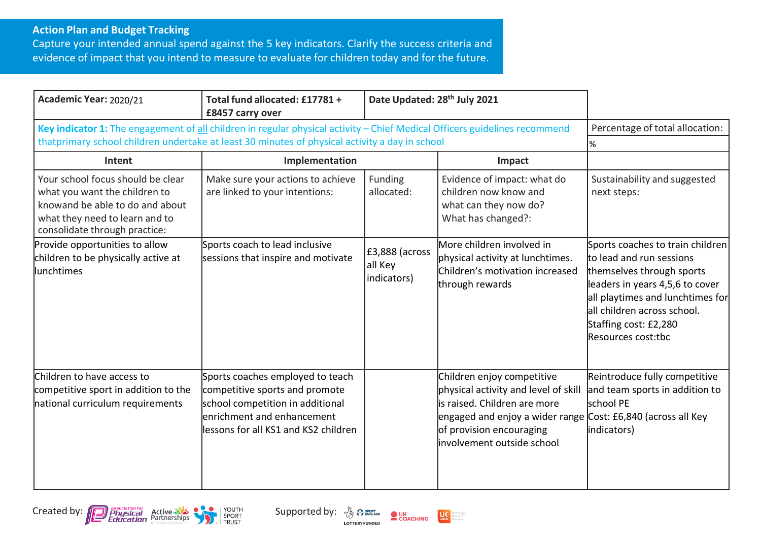## Action Plan and Budget Tracking

Capture your intended annual spend against the 5 key indicators. Clarify the success criteria and evidence of impact that you intend to measure to evaluate for children today and for the future.

| **Academic Year:** 2020/21 | **Total fund allocated: £17781 + £8457 carry over** | **Date Updated: 28th July 2021** | | |
|---|---|---|---|---|
| **Key indicator 1:** The engagement of all children in regular physical activity – Chief Medical Officers guidelines recommend thatprimary school children undertake at least 30 minutes of physical activity a day in school | | | | Percentage of total allocation: |
| | | | | % |
| **Intent** | **Implementation** | | **Impact** | |
| Your school focus should be clear what you want the children to knowand be able to do and about what they need to learn and to consolidate through practice: | Make sure your actions to achieve are linked to your intentions: | Funding allocated: | Evidence of impact: what do children now know and what can they now do? What has changed?: | Sustainability and suggested next steps: |
| Provide opportunities to allow children to be physically active at lunchtimes | Sports coach to lead inclusive sessions that inspire and motivate | £3,888 (across all Key indicators) | More children involved in physical activity at lunchtimes. Children's motivation increased through rewards | Sports coaches to train children to lead and run sessions themselves through sports leaders in years 4,5,6 to cover all playtimes and lunchtimes for all children across school. Staffing cost: £2,280 Resources cost:tbc |
| Children to have access to competitive sport in addition to the national curriculum requirements | Sports coaches employed to teach competitive sports and promote school competition in additional enrichment and enhancement lessons for all KS1 and KS2 children | | Children enjoy competitive physical activity and level of skill is raised. Children are more engaged and enjoy a wider range of provision encouraging involvement outside school | Reintroduce fully competitive and team sports in addition to school PE Cost: £6,840 (across all Key indicators) |

Created by: association for Physical Education, Active Partnerships, Youth Sport Trust

Supported by: Sport England, Lottery Funded, UK Coaching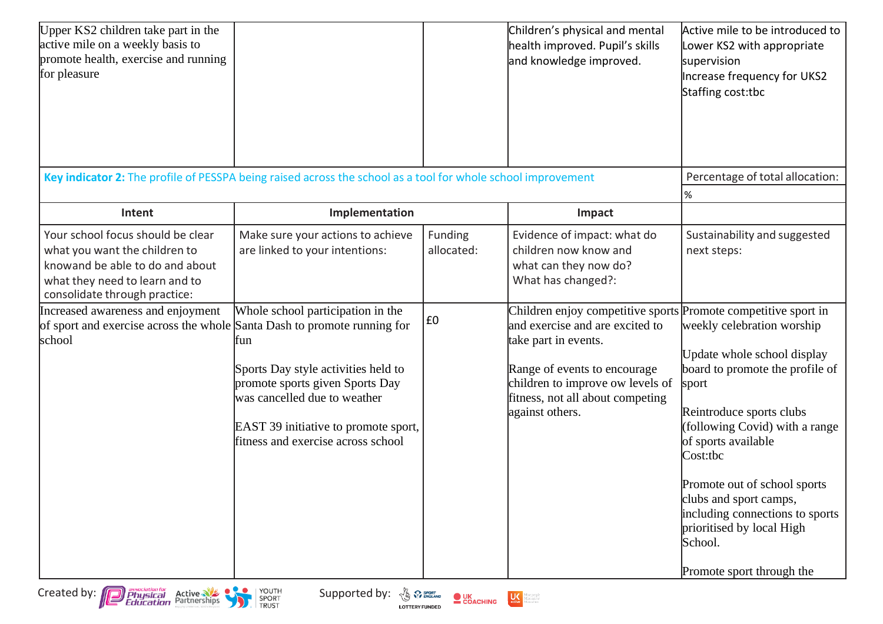| | | | | |
|---|---|---|---|---|
| Upper KS2 children take part in the active mile on a weekly basis to promote health, exercise and running for pleasure | | | Children's physical and mental health improved. Pupil's skills and knowledge improved. | Active mile to be introduced to Lower KS2 with appropriate supervision<br>Increase frequency for UKS2<br>Staffing cost:tbc |

| **Key indicator 2:** The profile of PESSPA being raised across the school as a tool for whole school improvement | | | | Percentage of total allocation: |
|---|---|---|---|---|
| | | | | % |
| **Intent** | **Implementation** | | **Impact** | |
| Your school focus should be clear what you want the children to knowand be able to do and about what they need to learn and to consolidate through practice: | Make sure your actions to achieve are linked to your intentions: | Funding allocated: | Evidence of impact: what do children now know and what can they now do? What has changed?: | Sustainability and suggested next steps: |
| Increased awareness and enjoyment of sport and exercise across the whole school | Whole school participation in the Santa Dash to promote running for fun<br><br>Sports Day style activities held to promote sports given Sports Day was cancelled due to weather<br><br>EAST 39 initiative to promote sport, fitness and exercise across school | £0 | Children enjoy competitive sports and exercise and are excited to take part in events.<br><br>Range of events to encourage children to improve ow levels of fitness, not all about competing against others. | Promote competitive sport in weekly celebration worship<br><br>Update whole school display board to promote the profile of sport<br><br>Reintroduce sports clubs (following Covid) with a range of sports available<br>Cost:tbc<br><br>Promote out of school sports clubs and sport camps, including connections to sports prioritised by local High School.<br><br>Promote sport through the |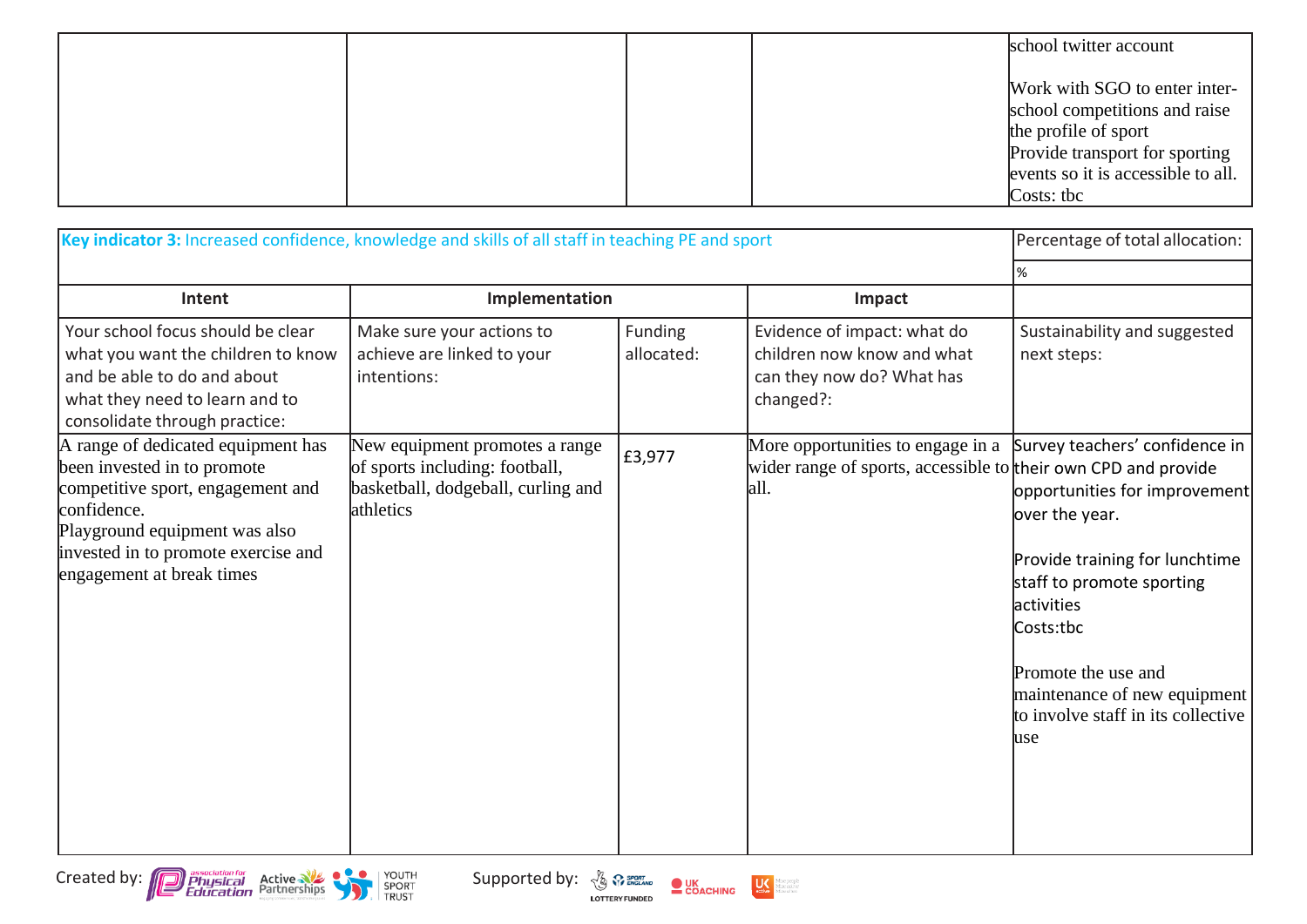| | | | | |
|---|---|---|---|---|
| | | | | school twitter account<br><br>Work with SGO to enter inter-school competitions and raise the profile of sport<br>Provide transport for sporting events so it is accessible to all.<br>Costs: tbc |

| **Key indicator 3:** Increased confidence, knowledge and skills of all staff in teaching PE and sport | | | | Percentage of total allocation: |
|---|---|---|---|---|
| | | | | % |
| **Intent** | **Implementation** | | **Impact** | |
| Your school focus should be clear what you want the children to know and be able to do and about what they need to learn and to consolidate through practice: | Make sure your actions to achieve are linked to your intentions: | Funding allocated: | Evidence of impact: what do children now know and what can they now do? What has changed?: | Sustainability and suggested next steps: |
| A range of dedicated equipment has been invested in to promote competitive sport, engagement and confidence.<br>Playground equipment was also invested in to promote exercise and engagement at break times | New equipment promotes a range of sports including: football, basketball, dodgeball, curling and athletics | £3,977 | More opportunities to engage in a wider range of sports, accessible to all. | Survey teachers' confidence in their own CPD and provide opportunities for improvement over the year.<br><br>Provide training for lunchtime staff to promote sporting activities<br>Costs:tbc<br><br>Promote the use and maintenance of new equipment to involve staff in its collective use |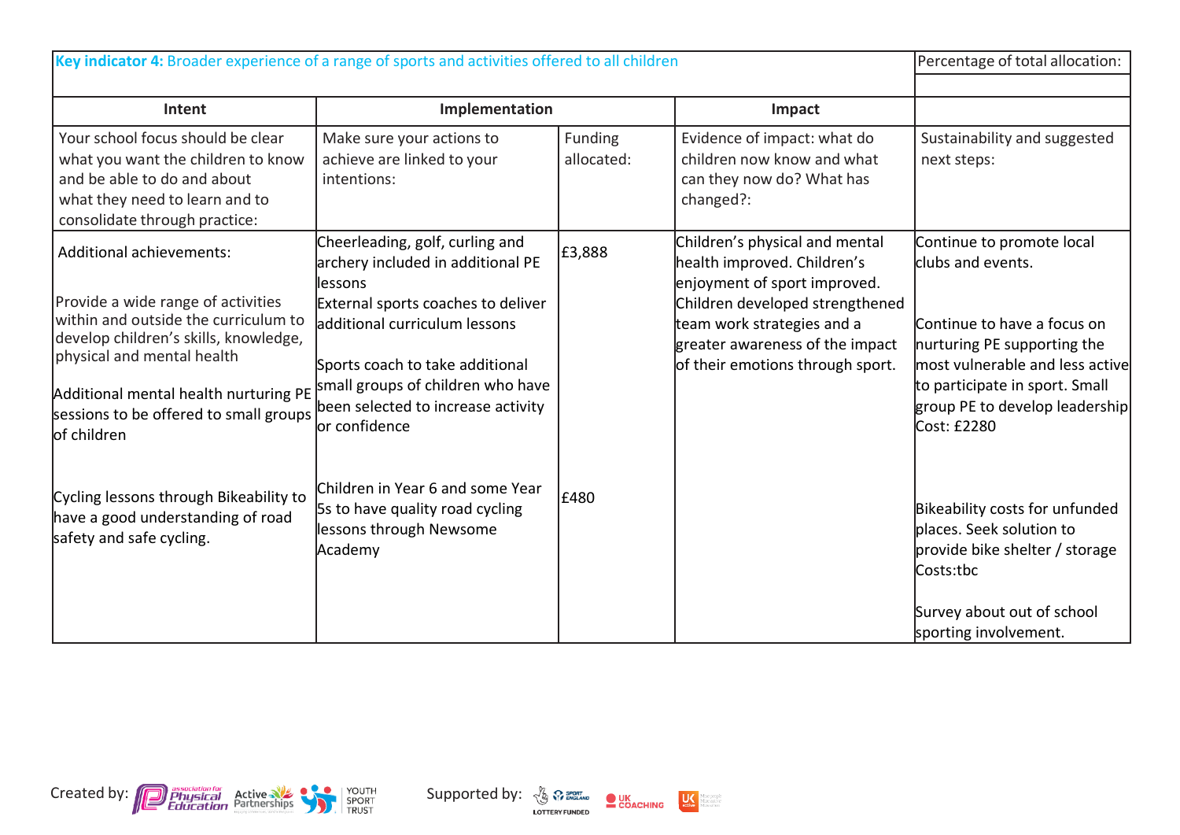| **Key indicator 4:** Broader experience of a range of sports and activities offered to all children | | | | Percentage of total allocation: |
|---|---|---|---|---|
| | | | | |
| **Intent** | **Implementation** | | **Impact** | |
| Your school focus should be clear what you want the children to know and be able to do and about what they need to learn and to consolidate through practice: | Make sure your actions to achieve are linked to your intentions: | Funding allocated: | Evidence of impact: what do children now know and what can they now do? What has changed?: | Sustainability and suggested next steps: |
| Additional achievements:<br><br>Provide a wide range of activities within and outside the curriculum to develop children's skills, knowledge, physical and mental health<br><br>Additional mental health nurturing PE sessions to be offered to small groups of children<br><br>Cycling lessons through Bikeability to have a good understanding of road safety and safe cycling. | Cheerleading, golf, curling and archery included in additional PE lessons<br>External sports coaches to deliver additional curriculum lessons<br><br>Sports coach to take additional small groups of children who have been selected to increase activity or confidence<br><br>Children in Year 6 and some Year 5s to have quality road cycling lessons through Newsome Academy | £3,888<br><br>£480 | Children's physical and mental health improved. Children's enjoyment of sport improved. Children developed strengthened team work strategies and a greater awareness of the impact of their emotions through sport. | Continue to promote local clubs and events.<br><br>Continue to have a focus on nurturing PE supporting the most vulnerable and less active to participate in sport. Small group PE to develop leadership Cost: £2280<br><br>Bikeability costs for unfunded places. Seek solution to provide bike shelter / storage Costs:tbc<br><br>Survey about out of school sporting involvement. |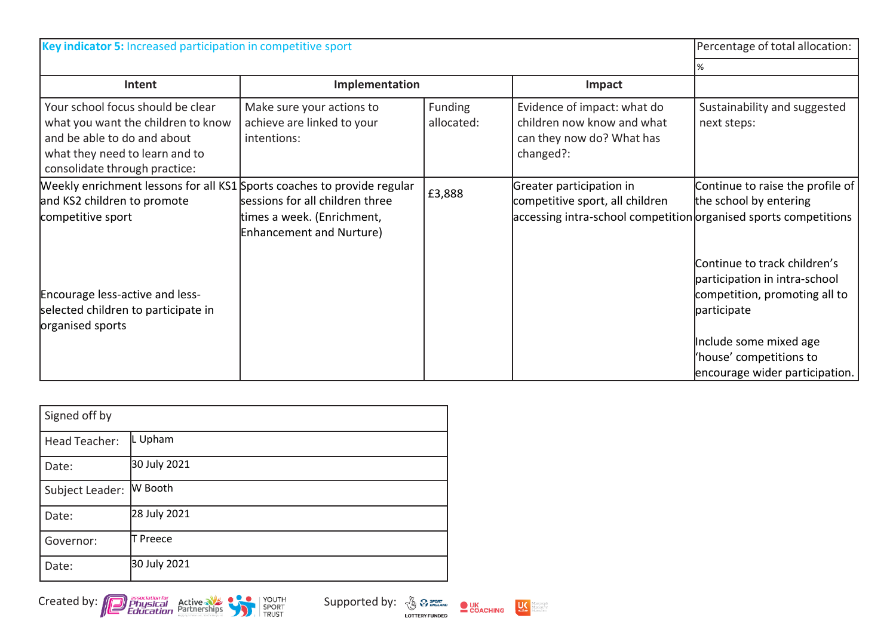| **Key indicator 5:** Increased participation in competitive sport | | | | Percentage of total allocation: |
|---|---|---|---|---|
| | | | | % |
| Intent | Implementation | | Impact | |
| Your school focus should be clear what you want the children to know and be able to do and about what they need to learn and to consolidate through practice: | Make sure your actions to achieve are linked to your intentions: | Funding allocated: | Evidence of impact: what do children now know and what can they now do? What has changed?: | Sustainability and suggested next steps: |
| Weekly enrichment lessons for all KS1 and KS2 children to promote competitive sport<br><br>Encourage less-active and less-selected children to participate in organised sports | Sports coaches to provide regular sessions for all children three times a week. (Enrichment, Enhancement and Nurture) | £3,888 | Greater participation in competitive sport, all children accessing intra-school competition | Continue to raise the profile of the school by entering organised sports competitions<br><br>Continue to track children's participation in intra-school competition, promoting all to participate<br><br>Include some mixed age 'house' competitions to encourage wider participation. |

| Signed off by | |
|---|---|
| Head Teacher: | L Upham |
| Date: | 30 July 2021 |
| Subject Leader: | W Booth |
| Date: | 28 July 2021 |
| Governor: | T Preece |
| Date: | 30 July 2021 |

Created by: association for Physical Education, Active Partnerships, Youth Sport Trust

Supported by: Sport England Lottery Funded, UK Coaching, UK Active